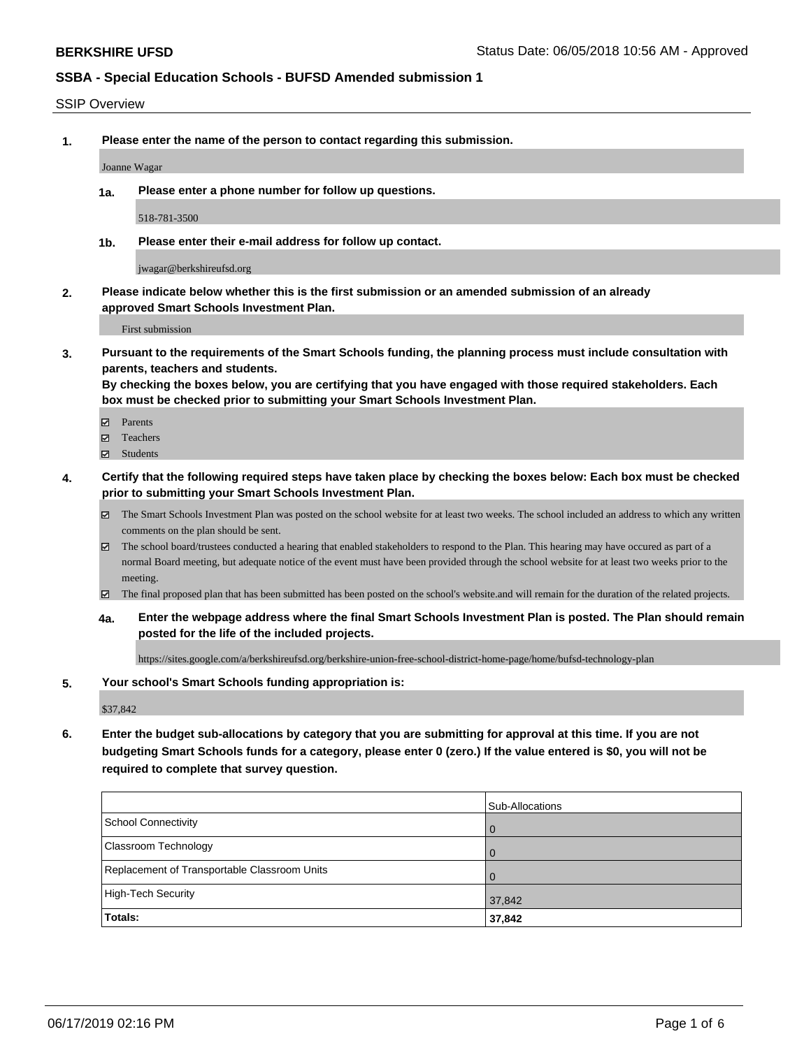**BERKSHIRE UFSD**

Status Date: 06/05/2018 10:56 AM - Approved

**SSBA - Special Education Schools - BUFSD Amended submission 1**

SSIP Overview

**1. Please enter the name of the person to contact regarding this submission.**

Joanne Wagar

**1a. Please enter a phone number for follow up questions.**

518-781-3500

**1b. Please enter their e-mail address for follow up contact.**

jwagar@berkshireufsd.org

**2. Please indicate below whether this is the first submission or an amended submission of an already approved Smart Schools Investment Plan.**

First submission

**3. Pursuant to the requirements of the Smart Schools funding, the planning process must include consultation with parents, teachers and students.**
**By checking the boxes below, you are certifying that you have engaged with those required stakeholders. Each box must be checked prior to submitting your Smart Schools Investment Plan.**

- ☑ Parents
- ☑ Teachers
- ☑ Students

**4. Certify that the following required steps have taken place by checking the boxes below: Each box must be checked prior to submitting your Smart Schools Investment Plan.**

- ☑ The Smart Schools Investment Plan was posted on the school website for at least two weeks. The school included an address to which any written comments on the plan should be sent.
- ☑ The school board/trustees conducted a hearing that enabled stakeholders to respond to the Plan. This hearing may have occured as part of a normal Board meeting, but adequate notice of the event must have been provided through the school website for at least two weeks prior to the meeting.
- ☑ The final proposed plan that has been submitted has been posted on the school's website.and will remain for the duration of the related projects.

**4a. Enter the webpage address where the final Smart Schools Investment Plan is posted. The Plan should remain posted for the life of the included projects.**

https://sites.google.com/a/berkshireufsd.org/berkshire-union-free-school-district-home-page/home/bufsd-technology-plan

**5. Your school's Smart Schools funding appropriation is:**

$37,842

**6. Enter the budget sub-allocations by category that you are submitting for approval at this time. If you are not budgeting Smart Schools funds for a category, please enter 0 (zero.) If the value entered is $0, you will not be required to complete that survey question.**

| | Sub-Allocations |
| --- | --- |
| School Connectivity | 0 |
| Classroom Technology | 0 |
| Replacement of Transportable Classroom Units | 0 |
| High-Tech Security | 37,842 |
| **Totals:** | **37,842** |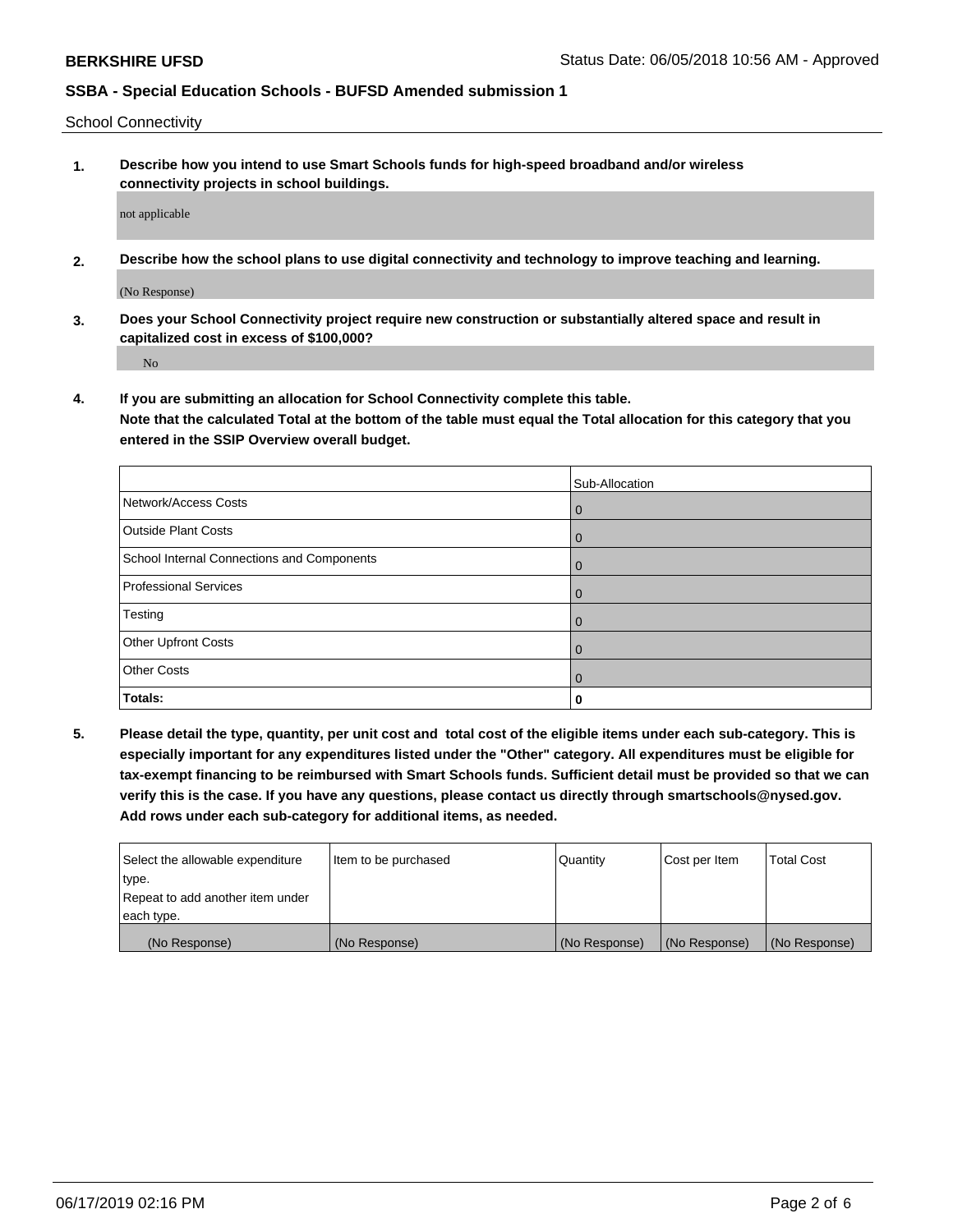School Connectivity

1. **Describe how you intend to use Smart Schools funds for high-speed broadband and/or wireless connectivity projects in school buildings.**

   not applicable

2. **Describe how the school plans to use digital connectivity and technology to improve teaching and learning.**

   (No Response)

3. **Does your School Connectivity project require new construction or substantially altered space and result in capitalized cost in excess of $100,000?**

   No

4. **If you are submitting an allocation for School Connectivity complete this table.**
   **Note that the calculated Total at the bottom of the table must equal the Total allocation for this category that you entered in the SSIP Overview overall budget.**

| | Sub-Allocation |
|---|---|
| Network/Access Costs | 0 |
| Outside Plant Costs | 0 |
| School Internal Connections and Components | 0 |
| Professional Services | 0 |
| Testing | 0 |
| Other Upfront Costs | 0 |
| Other Costs | 0 |
| **Totals:** | **0** |

5. **Please detail the type, quantity, per unit cost and total cost of the eligible items under each sub-category. This is especially important for any expenditures listed under the "Other" category. All expenditures must be eligible for tax-exempt financing to be reimbursed with Smart Schools funds. Sufficient detail must be provided so that we can verify this is the case. If you have any questions, please contact us directly through smartschools@nysed.gov. Add rows under each sub-category for additional items, as needed.**

| Select the allowable expenditure type. Repeat to add another item under each type. | Item to be purchased | Quantity | Cost per Item | Total Cost |
|---|---|---|---|---|
| (No Response) | (No Response) | (No Response) | (No Response) | (No Response) |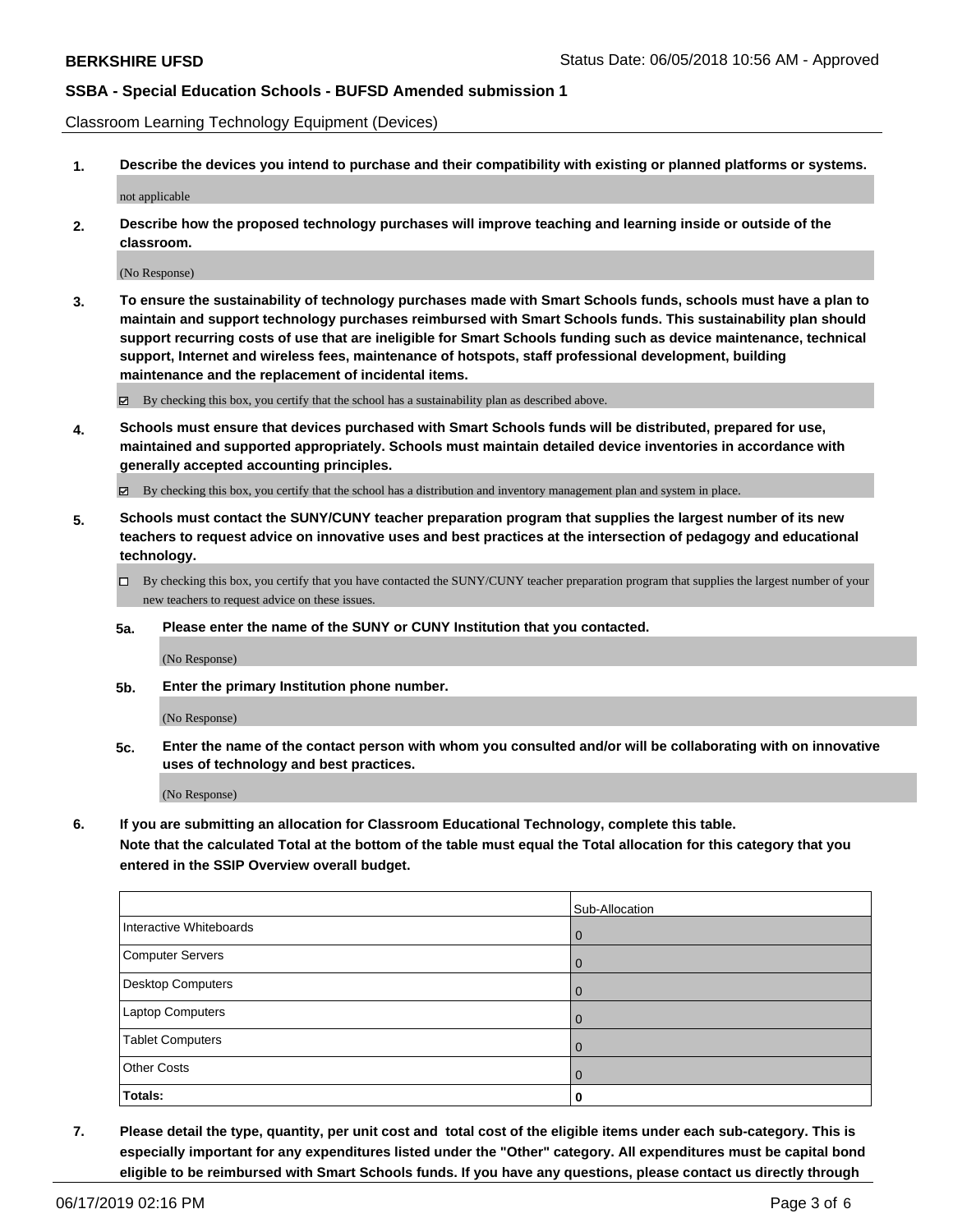Classroom Learning Technology Equipment (Devices)

**1. Describe the devices you intend to purchase and their compatibility with existing or planned platforms or systems.**

not applicable

**2. Describe how the proposed technology purchases will improve teaching and learning inside or outside of the classroom.**

(No Response)

**3. To ensure the sustainability of technology purchases made with Smart Schools funds, schools must have a plan to maintain and support technology purchases reimbursed with Smart Schools funds. This sustainability plan should support recurring costs of use that are ineligible for Smart Schools funding such as device maintenance, technical support, Internet and wireless fees, maintenance of hotspots, staff professional development, building maintenance and the replacement of incidental items.**

☑ By checking this box, you certify that the school has a sustainability plan as described above.

**4. Schools must ensure that devices purchased with Smart Schools funds will be distributed, prepared for use, maintained and supported appropriately. Schools must maintain detailed device inventories in accordance with generally accepted accounting principles.**

☑ By checking this box, you certify that the school has a distribution and inventory management plan and system in place.

**5. Schools must contact the SUNY/CUNY teacher preparation program that supplies the largest number of its new teachers to request advice on innovative uses and best practices at the intersection of pedagogy and educational technology.**

☐ By checking this box, you certify that you have contacted the SUNY/CUNY teacher preparation program that supplies the largest number of your new teachers to request advice on these issues.

**5a. Please enter the name of the SUNY or CUNY Institution that you contacted.**

(No Response)

**5b. Enter the primary Institution phone number.**

(No Response)

**5c. Enter the name of the contact person with whom you consulted and/or will be collaborating with on innovative uses of technology and best practices.**

(No Response)

**6. If you are submitting an allocation for Classroom Educational Technology, complete this table. Note that the calculated Total at the bottom of the table must equal the Total allocation for this category that you entered in the SSIP Overview overall budget.**

| | Sub-Allocation |
|---|---|
| Interactive Whiteboards | 0 |
| Computer Servers | 0 |
| Desktop Computers | 0 |
| Laptop Computers | 0 |
| Tablet Computers | 0 |
| Other Costs | 0 |
| **Totals:** | **0** |

**7. Please detail the type, quantity, per unit cost and total cost of the eligible items under each sub-category. This is especially important for any expenditures listed under the "Other" category. All expenditures must be capital bond eligible to be reimbursed with Smart Schools funds. If you have any questions, please contact us directly through**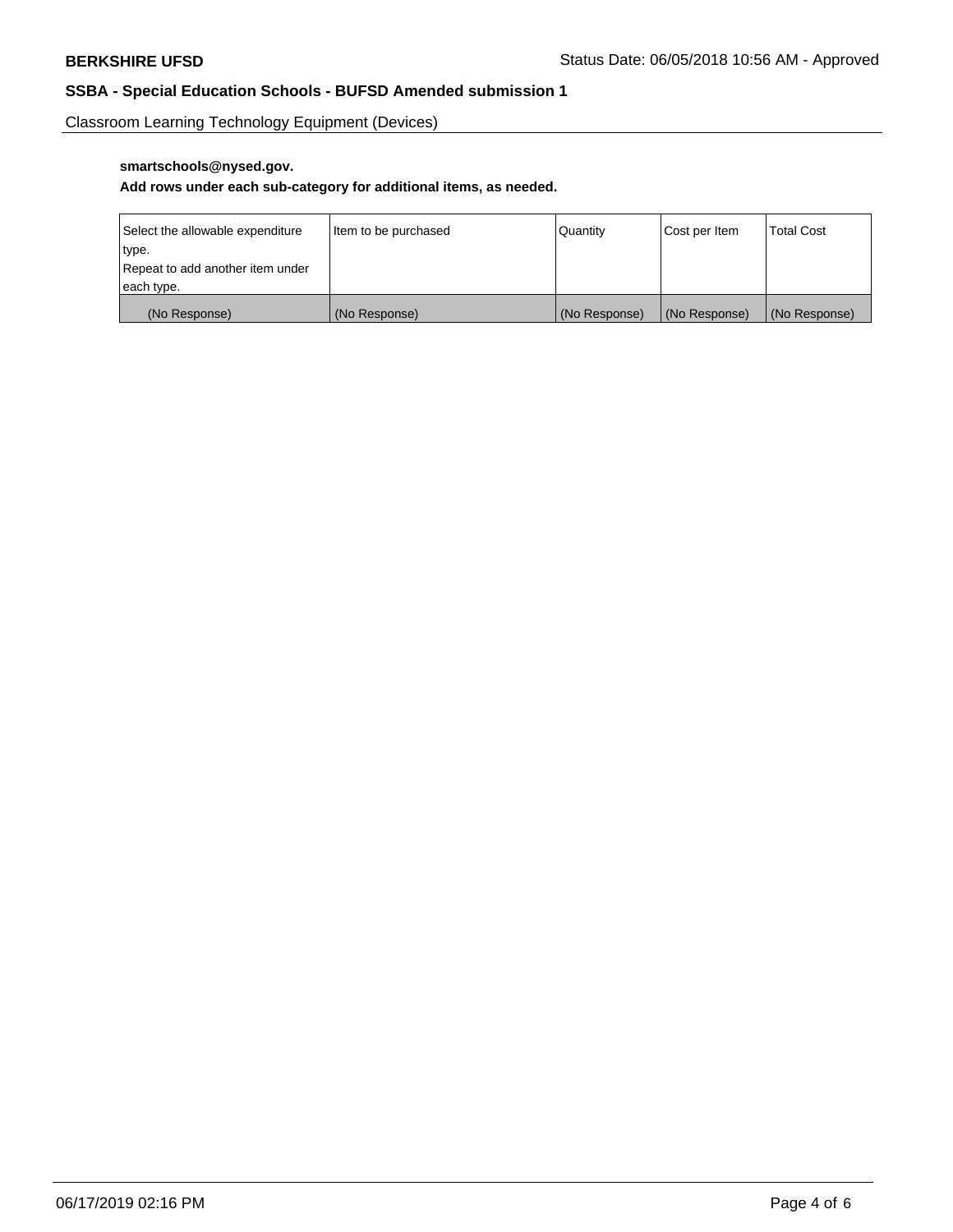**BERKSHIRE UFSD** Status Date: 06/05/2018 10:56 AM - Approved

### SSBA - Special Education Schools - BUFSD Amended submission 1

Classroom Learning Technology Equipment (Devices)

**smartschools@nysed.gov.**

**Add rows under each sub-category for additional items, as needed.**

| Select the allowable expenditure type. Repeat to add another item under each type. | Item to be purchased | Quantity | Cost per Item | Total Cost |
|---|---|---|---|---|
| (No Response) | (No Response) | (No Response) | (No Response) | (No Response) |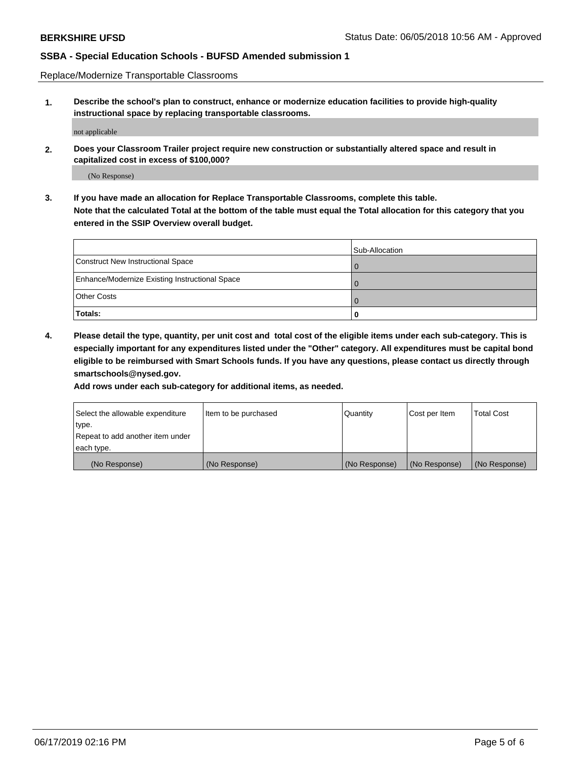Replace/Modernize Transportable Classrooms

**1. Describe the school's plan to construct, enhance or modernize education facilities to provide high-quality instructional space by replacing transportable classrooms.**

not applicable

**2. Does your Classroom Trailer project require new construction or substantially altered space and result in capitalized cost in excess of $100,000?**

(No Response)

**3. If you have made an allocation for Replace Transportable Classrooms, complete this table. Note that the calculated Total at the bottom of the table must equal the Total allocation for this category that you entered in the SSIP Overview overall budget.**

| | Sub-Allocation |
|---|---|
| Construct New Instructional Space | 0 |
| Enhance/Modernize Existing Instructional Space | 0 |
| Other Costs | 0 |
| **Totals:** | **0** |

**4. Please detail the type, quantity, per unit cost and total cost of the eligible items under each sub-category. This is especially important for any expenditures listed under the "Other" category. All expenditures must be capital bond eligible to be reimbursed with Smart Schools funds. If you have any questions, please contact us directly through smartschools@nysed.gov.**

**Add rows under each sub-category for additional items, as needed.**

| Select the allowable expenditure type. Repeat to add another item under each type. | Item to be purchased | Quantity | Cost per Item | Total Cost |
|---|---|---|---|---|
| (No Response) | (No Response) | (No Response) | (No Response) | (No Response) |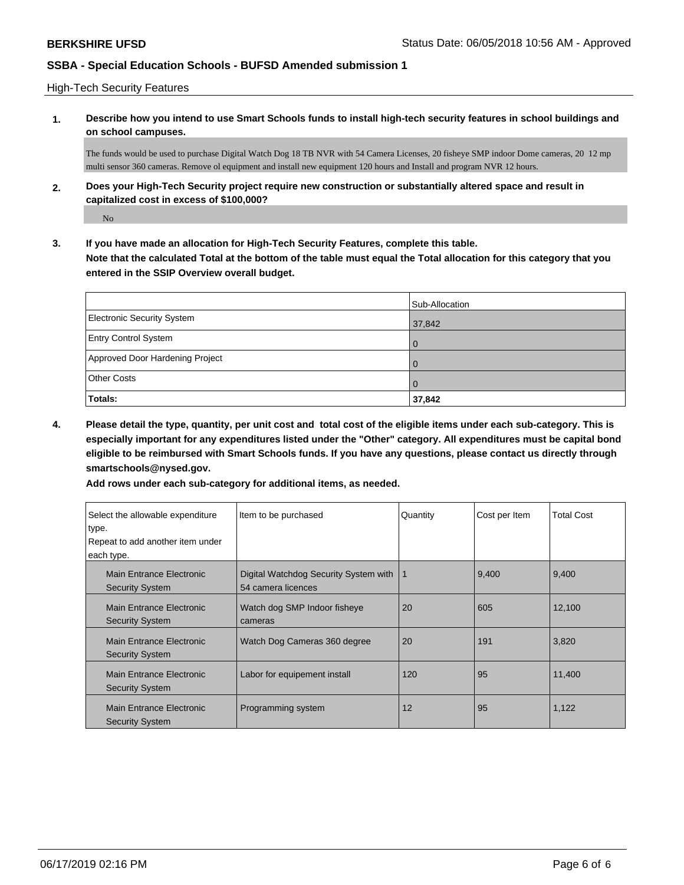High-Tech Security Features

**1. Describe how you intend to use Smart Schools funds to install high-tech security features in school buildings and on school campuses.**

The funds would be used to purchase Digital Watch Dog 18 TB NVR with 54 Camera Licenses, 20 fisheye SMP indoor Dome cameras, 20 12 mp multi sensor 360 cameras. Remove ol equipment and install new equipment 120 hours and Install and program NVR 12 hours.

**2. Does your High-Tech Security project require new construction or substantially altered space and result in capitalized cost in excess of $100,000?**

No

**3. If you have made an allocation for High-Tech Security Features, complete this table.**
**Note that the calculated Total at the bottom of the table must equal the Total allocation for this category that you entered in the SSIP Overview overall budget.**

| | Sub-Allocation |
|---|---|
| Electronic Security System | 37,842 |
| Entry Control System | 0 |
| Approved Door Hardening Project | 0 |
| Other Costs | 0 |
| **Totals:** | **37,842** |

**4. Please detail the type, quantity, per unit cost and total cost of the eligible items under each sub-category. This is especially important for any expenditures listed under the "Other" category. All expenditures must be capital bond eligible to be reimbursed with Smart Schools funds. If you have any questions, please contact us directly through smartschools@nysed.gov.**

**Add rows under each sub-category for additional items, as needed.**

| Select the allowable expenditure type. Repeat to add another item under each type. | Item to be purchased | Quantity | Cost per Item | Total Cost |
|---|---|---|---|---|
| Main Entrance Electronic Security System | Digital Watchdog Security System with 54 camera licences | 1 | 9,400 | 9,400 |
| Main Entrance Electronic Security System | Watch dog SMP Indoor fisheye cameras | 20 | 605 | 12,100 |
| Main Entrance Electronic Security System | Watch Dog Cameras 360 degree | 20 | 191 | 3,820 |
| Main Entrance Electronic Security System | Labor for equipement install | 120 | 95 | 11,400 |
| Main Entrance Electronic Security System | Programming system | 12 | 95 | 1,122 |